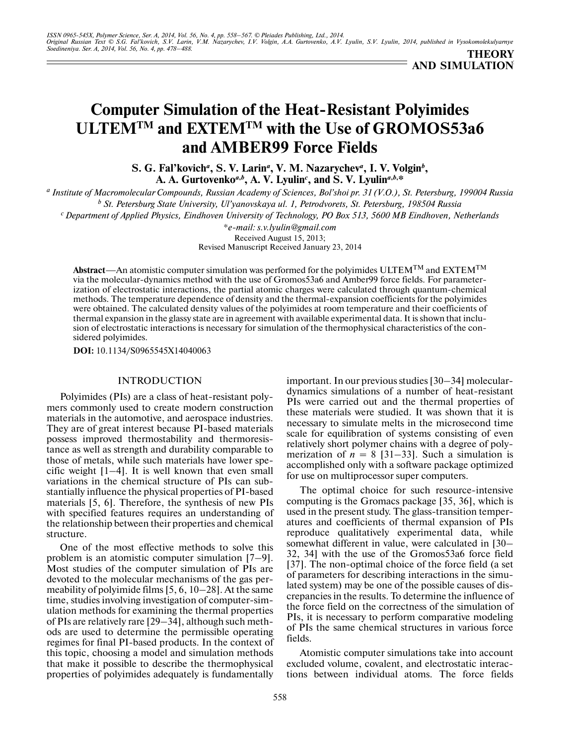**THEORY AND SIMULATION**

# Computer Simulation of the Heat-Resistant Polyimides ULTEM™ and EXTEM™ with the Use of GROMOS53a6 and AMBER99 Force Fields

**S. G. Fal'kovich[a], S. V. Larin[a], V. M. Nazarychev[a], I. V. Volgin[b], A. A. Gurtovenko[a,b], A. V. Lyulin[c], and S. V. Lyulin[a,b,*]**

[a] *Institute of Macromolecular Compounds, Russian Academy of Sciences, Bol'shoi pr. 31 (V.O.), St. Petersburg, 199004 Russia*

[b] *St. Petersburg State University, Ul'yanovskaya ul. 1, Petrodvorets, St. Petersburg, 198504 Russia*

[c] *Department of Applied Physics, Eindhoven University of Technology, PO Box 513, 5600 MB Eindhoven, Netherlands*

**e-mail: s.v.lyulin@gmail.com*

Received August 15, 2013;
Revised Manuscript Received January 23, 2014

**Abstract**—An atomistic computer simulation was performed for the polyimides ULTEM™ and EXTEM™ via the molecular-dynamics method with the use of Gromos53a6 and Amber99 force fields. For parameterization of electrostatic interactions, the partial atomic charges were calculated through quantum-chemical methods. The temperature dependence of density and the thermal-expansion coefficients for the polyimides were obtained. The calculated density values of the polyimides at room temperature and their coefficients of thermal expansion in the glassy state are in agreement with available experimental data. It is shown that inclusion of electrostatic interactions is necessary for simulation of the thermophysical characteristics of the considered polyimides.

**DOI:** 10.1134/S0965545X14040063

## INTRODUCTION

Polyimides (PIs) are a class of heat-resistant polymers commonly used to create modern construction materials in the automotive, and aerospace industries. They are of great interest because PI-based materials possess improved thermostability and thermoresistance as well as strength and durability comparable to those of metals, while such materials have lower specific weight [1–4]. It is well known that even small variations in the chemical structure of PIs can substantially influence the physical properties of PI-based materials [5, 6]. Therefore, the synthesis of new PIs with specified features requires an understanding of the relationship between their properties and chemical structure.

One of the most effective methods to solve this problem is an atomistic computer simulation [7–9]. Most studies of the computer simulation of PIs are devoted to the molecular mechanisms of the gas permeability of polyimide films [5, 6, 10–28]. At the same time, studies involving investigation of computer-simulation methods for examining the thermal properties of PIs are relatively rare [29–34], although such methods are used to determine the permissible operating regimes for final PI-based products. In the context of this topic, choosing a model and simulation methods that make it possible to describe the thermophysical properties of polyimides adequately is fundamentally important. In our previous studies [30–34] molecular-dynamics simulations of a number of heat-resistant PIs were carried out and the thermal properties of these materials were studied. It was shown that it is necessary to simulate melts in the microsecond time scale for equilibration of systems consisting of even relatively short polymer chains with a degree of polymerization of $n = 8$ [31–33]. Such a simulation is accomplished only with a software package optimized for use on multiprocessor super computers.

The optimal choice for such resource-intensive computing is the Gromacs package [35, 36], which is used in the present study. The glass-transition temperatures and coefficients of thermal expansion of PIs reproduce qualitatively experimental data, while somewhat different in value, were calculated in [30–32, 34] with the use of the Gromos53a6 force field [37]. The non-optimal choice of the force field (a set of parameters for describing interactions in the simulated system) may be one of the possible causes of discrepancies in the results. To determine the influence of the force field on the correctness of the simulation of PIs, it is necessary to perform comparative modeling of PIs the same chemical structures in various force fields.

Atomistic computer simulations take into account excluded volume, covalent, and electrostatic interactions between individual atoms. The force fields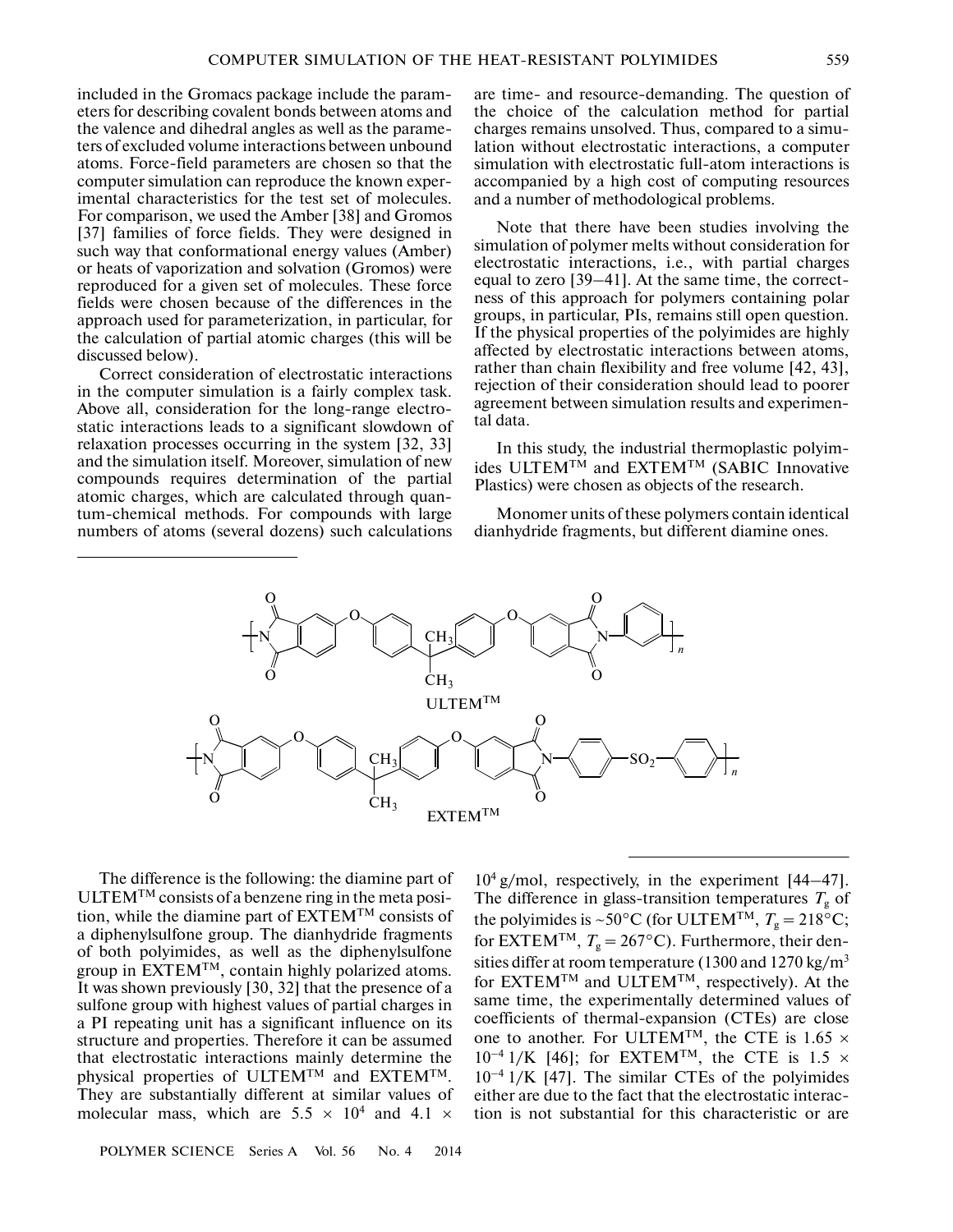included in the Gromacs package include the parameters for describing covalent bonds between atoms and the valence and dihedral angles as well as the parameters of excluded volume interactions between unbound atoms. Force-field parameters are chosen so that the computer simulation can reproduce the known experimental characteristics for the test set of molecules. For comparison, we used the Amber [38] and Gromos [37] families of force fields. They were designed in such way that conformational energy values (Amber) or heats of vaporization and solvation (Gromos) were reproduced for a given set of molecules. These force fields were chosen because of the differences in the approach used for parameterization, in particular, for the calculation of partial atomic charges (this will be discussed below).

Correct consideration of electrostatic interactions in the computer simulation is a fairly complex task. Above all, consideration for the long-range electrostatic interactions leads to a significant slowdown of relaxation processes occurring in the system [32, 33] and the simulation itself. Moreover, simulation of new compounds requires determination of the partial atomic charges, which are calculated through quantum-chemical methods. For compounds with large numbers of atoms (several dozens) such calculations are time- and resource-demanding. The question of the choice of the calculation method for partial charges remains unsolved. Thus, compared to a simulation without electrostatic interactions, a computer simulation with electrostatic full-atom interactions is accompanied by a high cost of computing resources and a number of methodological problems.

Note that there have been studies involving the simulation of polymer melts without consideration for electrostatic interactions, i.e., with partial charges equal to zero [39–41]. At the same time, the correctness of this approach for polymers containing polar groups, in particular, PIs, remains still open question. If the physical properties of the polyimides are highly affected by electrostatic interactions between atoms, rather than chain flexibility and free volume [42, 43], rejection of their consideration should lead to poorer agreement between simulation results and experimental data.

In this study, the industrial thermoplastic polyimides ULTEM™ and EXTEM™ (SABIC Innovative Plastics) were chosen as objects of the research.

Monomer units of these polymers contain identical dianhydride fragments, but different diamine ones.

ULTEM™

EXTEM™

The difference is the following: the diamine part of ULTEM™ consists of a benzene ring in the meta position, while the diamine part of EXTEM™ consists of a diphenylsulfone group. The dianhydride fragments of both polyimides, as well as the diphenylsulfone group in EXTEM™, contain highly polarized atoms. It was shown previously [30, 32] that the presence of a sulfone group with highest values of partial charges in a PI repeating unit has a significant influence on its structure and properties. Therefore it can be assumed that electrostatic interactions mainly determine the physical properties of ULTEM™ and EXTEM™. They are substantially different at similar values of molecular mass, which are $5.5 \times 10^4$ and $4.1 \times 10^4$ g/mol, respectively, in the experiment [44–47]. The difference in glass-transition temperatures $T_g$ of the polyimides is ~50°C (for ULTEM™, $T_g = 218$°C; for EXTEM™, $T_g = 267$°C). Furthermore, their densities differ at room temperature (1300 and 1270 kg/m$^3$ for EXTEM™ and ULTEM™, respectively). At the same time, the experimentally determined values of coefficients of thermal-expansion (CTEs) are close one to another. For ULTEM™, the CTE is $1.65 \times 10^{-4}$ 1/K [46]; for EXTEM™, the CTE is $1.5 \times 10^{-4}$ 1/K [47]. The similar CTEs of the polyimides either are due to the fact that the electrostatic interaction is not substantial for this characteristic or are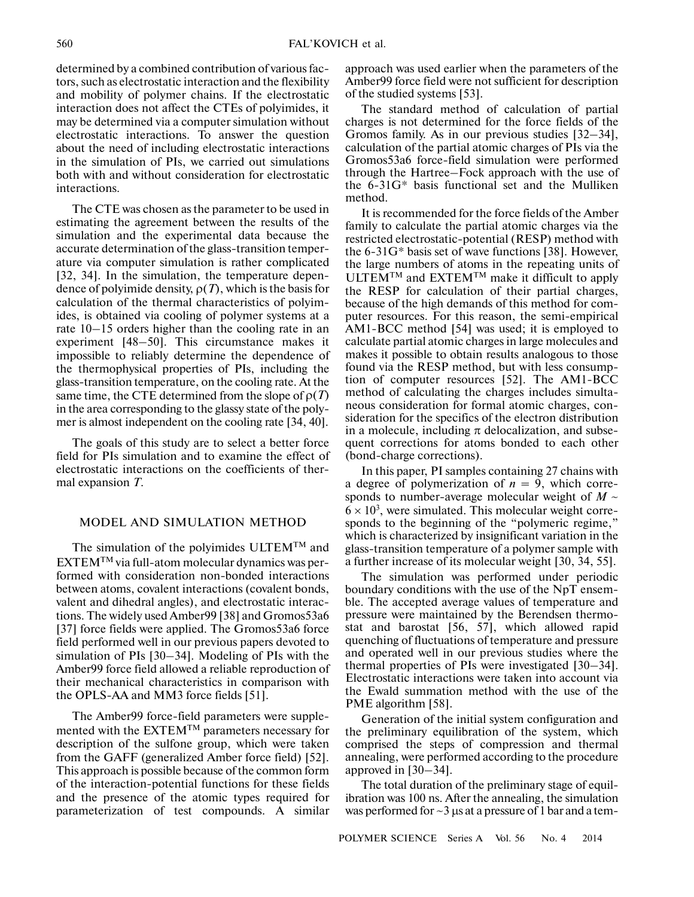determined by a combined contribution of various factors, such as electrostatic interaction and the flexibility and mobility of polymer chains. If the electrostatic interaction does not affect the CTEs of polyimides, it may be determined via a computer simulation without electrostatic interactions. To answer the question about the need of including electrostatic interactions in the simulation of PIs, we carried out simulations both with and without consideration for electrostatic interactions.

The CTE was chosen as the parameter to be used in estimating the agreement between the results of the simulation and the experimental data because the accurate determination of the glass-transition temperature via computer simulation is rather complicated [32, 34]. In the simulation, the temperature dependence of polyimide density, $\rho(T)$, which is the basis for calculation of the thermal characteristics of polyimides, is obtained via cooling of polymer systems at a rate 10–15 orders higher than the cooling rate in an experiment [48–50]. This circumstance makes it impossible to reliably determine the dependence of the thermophysical properties of PIs, including the glass-transition temperature, on the cooling rate. At the same time, the CTE determined from the slope of $\rho(T)$ in the area corresponding to the glassy state of the polymer is almost independent on the cooling rate [34, 40].

The goals of this study are to select a better force field for PIs simulation and to examine the effect of electrostatic interactions on the coefficients of thermal expansion $T$.

## MODEL AND SIMULATION METHOD

The simulation of the polyimides ULTEM$^{TM}$ and EXTEM$^{TM}$ via full-atom molecular dynamics was performed with consideration non-bonded interactions between atoms, covalent interactions (covalent bonds, valent and dihedral angles), and electrostatic interactions. The widely used Amber99 [38] and Gromos53a6 [37] force fields were applied. The Gromos53a6 force field performed well in our previous papers devoted to simulation of PIs [30–34]. Modeling of PIs with the Amber99 force field allowed a reliable reproduction of their mechanical characteristics in comparison with the OPLS-AA and MM3 force fields [51].

The Amber99 force-field parameters were supplemented with the EXTEM$^{TM}$ parameters necessary for description of the sulfone group, which were taken from the GAFF (generalized Amber force field) [52]. This approach is possible because of the common form of the interaction-potential functions for these fields and the presence of the atomic types required for parameterization of test compounds. A similar approach was used earlier when the parameters of the Amber99 force field were not sufficient for description of the studied systems [53].

The standard method of calculation of partial charges is not determined for the force fields of the Gromos family. As in our previous studies [32–34], calculation of the partial atomic charges of PIs via the Gromos53a6 force-field simulation were performed through the Hartree–Fock approach with the use of the 6-31G* basis functional set and the Mulliken method.

It is recommended for the force fields of the Amber family to calculate the partial atomic charges via the restricted electrostatic-potential (RESP) method with the 6-31G* basis set of wave functions [38]. However, the large numbers of atoms in the repeating units of ULTEM$^{TM}$ and EXTEM$^{TM}$ make it difficult to apply the RESP for calculation of their partial charges, because of the high demands of this method for computer resources. For this reason, the semi-empirical AM1-BCC method [54] was used; it is employed to calculate partial atomic charges in large molecules and makes it possible to obtain results analogous to those found via the RESP method, but with less consumption of computer resources [52]. The AM1-BCC method of calculating the charges includes simultaneous consideration for formal atomic charges, consideration for the specifics of the electron distribution in a molecule, including $\pi$ delocalization, and subsequent corrections for atoms bonded to each other (bond-charge corrections).

In this paper, PI samples containing 27 chains with a degree of polymerization of $n = 9$, which corresponds to number-average molecular weight of $M \sim 6 \times 10^3$, were simulated. This molecular weight corresponds to the beginning of the "polymeric regime," which is characterized by insignificant variation in the glass-transition temperature of a polymer sample with a further increase of its molecular weight [30, 34, 55].

The simulation was performed under periodic boundary conditions with the use of the NpT ensemble. The accepted average values of temperature and pressure were maintained by the Berendsen thermostat and barostat [56, 57], which allowed rapid quenching of fluctuations of temperature and pressure and operated well in our previous studies where the thermal properties of PIs were investigated [30–34]. Electrostatic interactions were taken into account via the Ewald summation method with the use of the PME algorithm [58].

Generation of the initial system configuration and the preliminary equilibration of the system, which comprised the steps of compression and thermal annealing, were performed according to the procedure approved in [30–34].

The total duration of the preliminary stage of equilibration was 100 ns. After the annealing, the simulation was performed for ~3 μs at a pressure of 1 bar and a tem-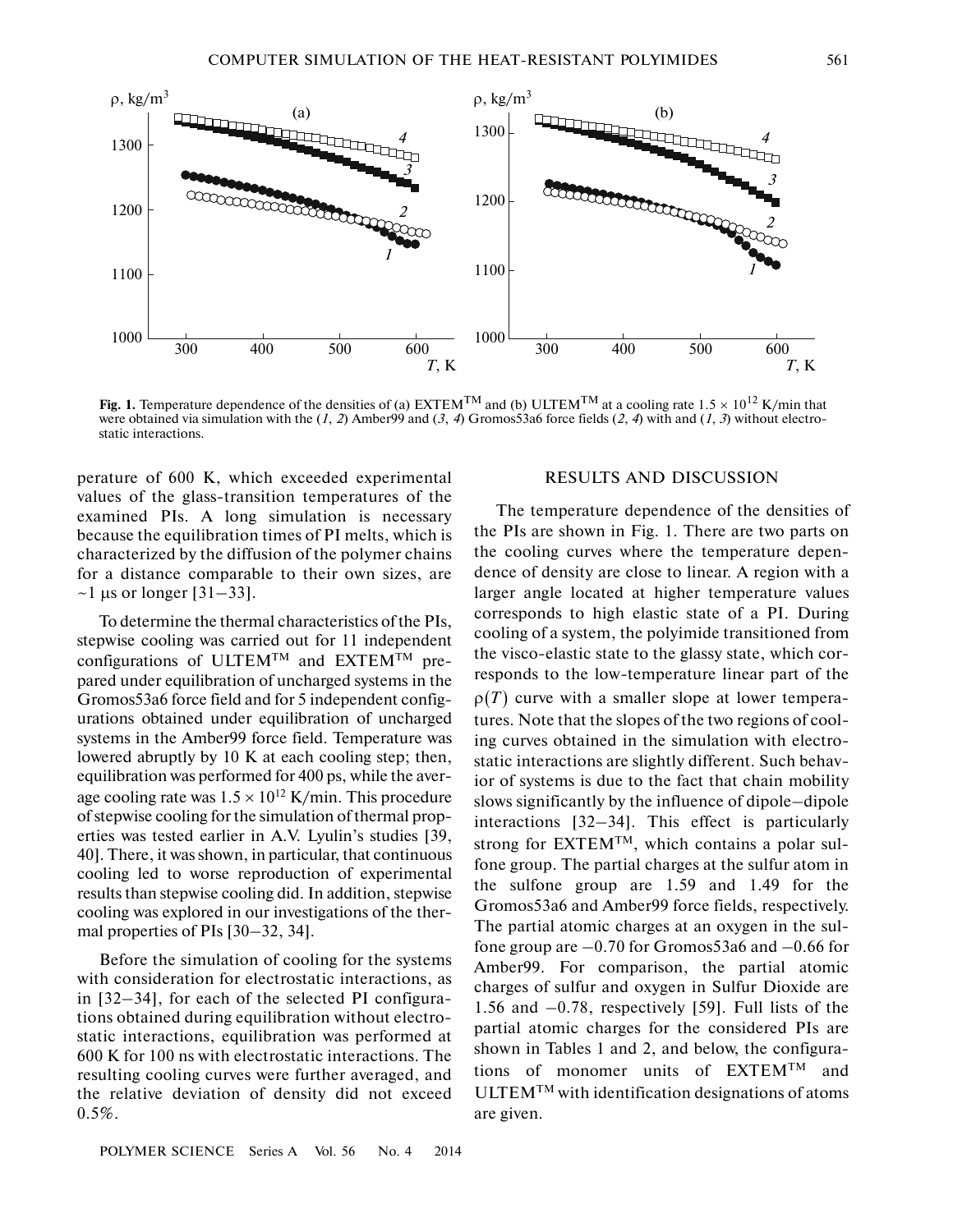Fig. 1. Temperature dependence of the densities of (a) EXTEM™ and (b) ULTEM™ at a cooling rate $1.5 \times 10^{12}$ K/min that were obtained via simulation with the (*1*, *2*) Amber99 and (*3*, *4*) Gromos53a6 force fields (*2*, *4*) with and (*1*, *3*) without electrostatic interactions.

perature of 600 K, which exceeded experimental values of the glass-transition temperatures of the examined PIs. A long simulation is necessary because the equilibration times of PI melts, which is characterized by the diffusion of the polymer chains for a distance comparable to their own sizes, are ~1 μs or longer [31–33].

To determine the thermal characteristics of the PIs, stepwise cooling was carried out for 11 independent configurations of ULTEM™ and EXTEM™ prepared under equilibration of uncharged systems in the Gromos53a6 force field and for 5 independent configurations obtained under equilibration of uncharged systems in the Amber99 force field. Temperature was lowered abruptly by 10 K at each cooling step; then, equilibration was performed for 400 ps, while the average cooling rate was $1.5 \times 10^{12}$ K/min. This procedure of stepwise cooling for the simulation of thermal properties was tested earlier in A.V. Lyulin's studies [39, 40]. There, it was shown, in particular, that continuous cooling led to worse reproduction of experimental results than stepwise cooling did. In addition, stepwise cooling was explored in our investigations of the thermal properties of PIs [30–32, 34].

Before the simulation of cooling for the systems with consideration for electrostatic interactions, as in [32–34], for each of the selected PI configurations obtained during equilibration without electrostatic interactions, equilibration was performed at 600 K for 100 ns with electrostatic interactions. The resulting cooling curves were further averaged, and the relative deviation of density did not exceed 0.5%.

## RESULTS AND DISCUSSION

The temperature dependence of the densities of the PIs are shown in Fig. 1. There are two parts on the cooling curves where the temperature dependence of density are close to linear. A region with a larger angle located at higher temperature values corresponds to high elastic state of a PI. During cooling of a system, the polyimide transitioned from the visco-elastic state to the glassy state, which corresponds to the low-temperature linear part of the $\rho(T)$ curve with a smaller slope at lower temperatures. Note that the slopes of the two regions of cooling curves obtained in the simulation with electrostatic interactions are slightly different. Such behavior of systems is due to the fact that chain mobility slows significantly by the influence of dipole–dipole interactions [32–34]. This effect is particularly strong for EXTEM™, which contains a polar sulfone group. The partial charges at the sulfur atom in the sulfone group are 1.59 and 1.49 for the Gromos53a6 and Amber99 force fields, respectively. The partial atomic charges at an oxygen in the sulfone group are –0.70 for Gromos53a6 and –0.66 for Amber99. For comparison, the partial atomic charges of sulfur and oxygen in Sulfur Dioxide are 1.56 and –0.78, respectively [59]. Full lists of the partial atomic charges for the considered PIs are shown in Tables 1 and 2, and below, the configurations of monomer units of EXTEM™ and ULTEM™ with identification designations of atoms are given.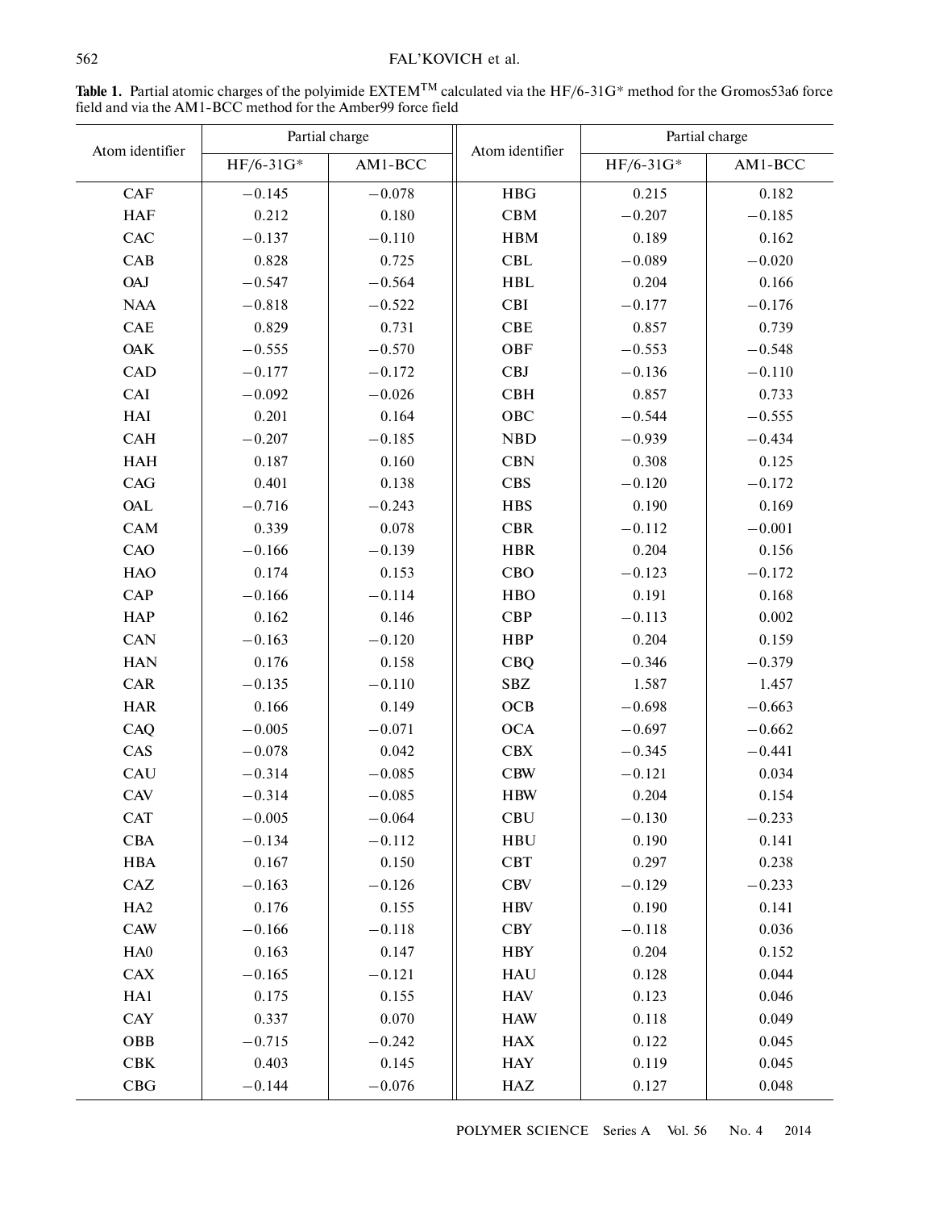**Table 1.** Partial atomic charges of the polyimide EXTEM$^{TM}$ calculated via the HF/6-31G* method for the Gromos53a6 force field and via the AM1-BCC method for the Amber99 force field

| Atom identifier | Partial charge | | Atom identifier | Partial charge | |
|---|---|---|---|---|---|
| | HF/6-31G* | AM1-BCC | | HF/6-31G* | AM1-BCC |
| CAF | −0.145 | −0.078 | HBG | 0.215 | 0.182 |
| HAF | 0.212 | 0.180 | CBM | −0.207 | −0.185 |
| CAC | −0.137 | −0.110 | HBM | 0.189 | 0.162 |
| CAB | 0.828 | 0.725 | CBL | −0.089 | −0.020 |
| OAJ | −0.547 | −0.564 | HBL | 0.204 | 0.166 |
| NAA | −0.818 | −0.522 | CBI | −0.177 | −0.176 |
| CAE | 0.829 | 0.731 | CBE | 0.857 | 0.739 |
| OAK | −0.555 | −0.570 | OBF | −0.553 | −0.548 |
| CAD | −0.177 | −0.172 | CBJ | −0.136 | −0.110 |
| CAI | −0.092 | −0.026 | CBH | 0.857 | 0.733 |
| HAI | 0.201 | 0.164 | OBC | −0.544 | −0.555 |
| CAH | −0.207 | −0.185 | NBD | −0.939 | −0.434 |
| HAH | 0.187 | 0.160 | CBN | 0.308 | 0.125 |
| CAG | 0.401 | 0.138 | CBS | −0.120 | −0.172 |
| OAL | −0.716 | −0.243 | HBS | 0.190 | 0.169 |
| CAM | 0.339 | 0.078 | CBR | −0.112 | −0.001 |
| CAO | −0.166 | −0.139 | HBR | 0.204 | 0.156 |
| HAO | 0.174 | 0.153 | CBO | −0.123 | −0.172 |
| CAP | −0.166 | −0.114 | HBO | 0.191 | 0.168 |
| HAP | 0.162 | 0.146 | CBP | −0.113 | 0.002 |
| CAN | −0.163 | −0.120 | HBP | 0.204 | 0.159 |
| HAN | 0.176 | 0.158 | CBQ | −0.346 | −0.379 |
| CAR | −0.135 | −0.110 | SBZ | 1.587 | 1.457 |
| HAR | 0.166 | 0.149 | OCB | −0.698 | −0.663 |
| CAQ | −0.005 | −0.071 | OCA | −0.697 | −0.662 |
| CAS | −0.078 | 0.042 | CBX | −0.345 | −0.441 |
| CAU | −0.314 | −0.085 | CBW | −0.121 | 0.034 |
| CAV | −0.314 | −0.085 | HBW | 0.204 | 0.154 |
| CAT | −0.005 | −0.064 | CBU | −0.130 | −0.233 |
| CBA | −0.134 | −0.112 | HBU | 0.190 | 0.141 |
| HBA | 0.167 | 0.150 | CBT | 0.297 | 0.238 |
| CAZ | −0.163 | −0.126 | CBV | −0.129 | −0.233 |
| HA2 | 0.176 | 0.155 | HBV | 0.190 | 0.141 |
| CAW | −0.166 | −0.118 | CBY | −0.118 | 0.036 |
| HA0 | 0.163 | 0.147 | HBY | 0.204 | 0.152 |
| CAX | −0.165 | −0.121 | HAU | 0.128 | 0.044 |
| HA1 | 0.175 | 0.155 | HAV | 0.123 | 0.046 |
| CAY | 0.337 | 0.070 | HAW | 0.118 | 0.049 |
| OBB | −0.715 | −0.242 | HAX | 0.122 | 0.045 |
| CBK | 0.403 | 0.145 | HAY | 0.119 | 0.045 |
| CBG | −0.144 | −0.076 | HAZ | 0.127 | 0.048 |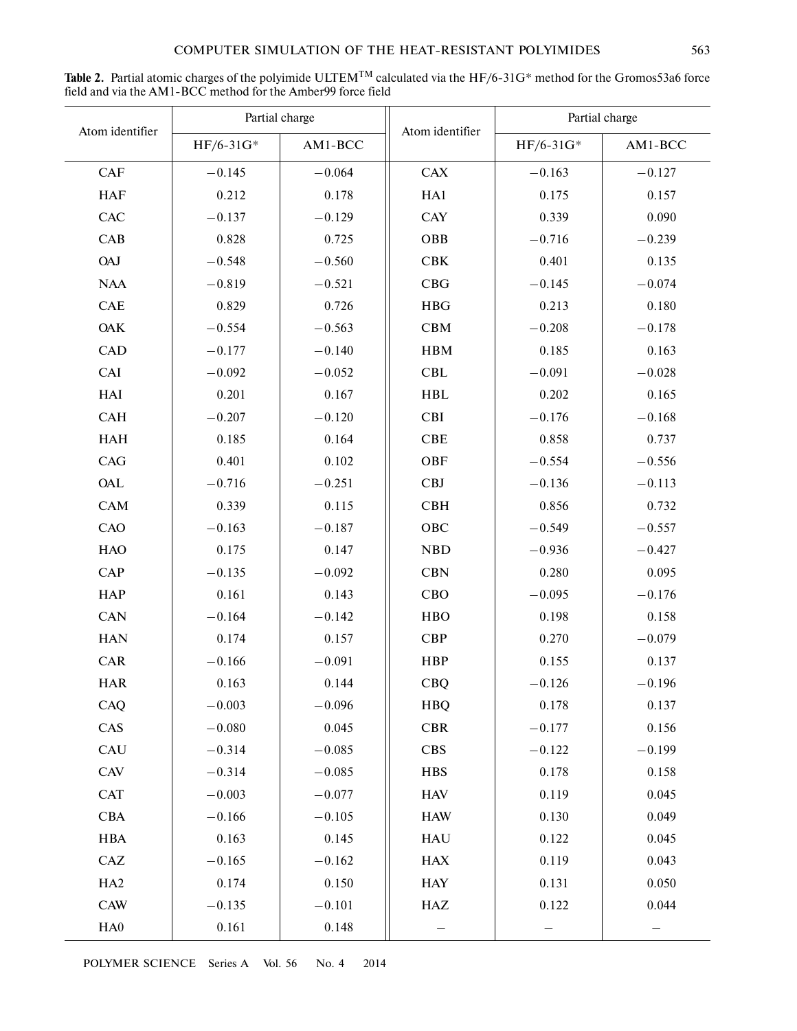**Table 2.** Partial atomic charges of the polyimide ULTEM$^{TM}$ calculated via the HF/6-31G* method for the Gromos53a6 force field and via the AM1-BCC method for the Amber99 force field

| Atom identifier | Partial charge | | Atom identifier | Partial charge | |
|---|---|---|---|---|---|
| | HF/6-31G* | AM1-BCC | | HF/6-31G* | AM1-BCC |
| CAF | −0.145 | −0.064 | CAX | −0.163 | −0.127 |
| HAF | 0.212 | 0.178 | HA1 | 0.175 | 0.157 |
| CAC | −0.137 | −0.129 | CAY | 0.339 | 0.090 |
| CAB | 0.828 | 0.725 | OBB | −0.716 | −0.239 |
| OAJ | −0.548 | −0.560 | CBK | 0.401 | 0.135 |
| NAA | −0.819 | −0.521 | CBG | −0.145 | −0.074 |
| CAE | 0.829 | 0.726 | HBG | 0.213 | 0.180 |
| OAK | −0.554 | −0.563 | CBM | −0.208 | −0.178 |
| CAD | −0.177 | −0.140 | HBM | 0.185 | 0.163 |
| CAI | −0.092 | −0.052 | CBL | −0.091 | −0.028 |
| HAI | 0.201 | 0.167 | HBL | 0.202 | 0.165 |
| CAH | −0.207 | −0.120 | CBI | −0.176 | −0.168 |
| HAH | 0.185 | 0.164 | CBE | 0.858 | 0.737 |
| CAG | 0.401 | 0.102 | OBF | −0.554 | −0.556 |
| OAL | −0.716 | −0.251 | CBJ | −0.136 | −0.113 |
| CAM | 0.339 | 0.115 | CBH | 0.856 | 0.732 |
| CAO | −0.163 | −0.187 | OBC | −0.549 | −0.557 |
| HAO | 0.175 | 0.147 | NBD | −0.936 | −0.427 |
| CAP | −0.135 | −0.092 | CBN | 0.280 | 0.095 |
| HAP | 0.161 | 0.143 | CBO | −0.095 | −0.176 |
| CAN | −0.164 | −0.142 | HBO | 0.198 | 0.158 |
| HAN | 0.174 | 0.157 | CBP | 0.270 | −0.079 |
| CAR | −0.166 | −0.091 | HBP | 0.155 | 0.137 |
| HAR | 0.163 | 0.144 | CBQ | −0.126 | −0.196 |
| CAQ | −0.003 | −0.096 | HBQ | 0.178 | 0.137 |
| CAS | −0.080 | 0.045 | CBR | −0.177 | 0.156 |
| CAU | −0.314 | −0.085 | CBS | −0.122 | −0.199 |
| CAV | −0.314 | −0.085 | HBS | 0.178 | 0.158 |
| CAT | −0.003 | −0.077 | HAV | 0.119 | 0.045 |
| CBA | −0.166 | −0.105 | HAW | 0.130 | 0.049 |
| HBA | 0.163 | 0.145 | HAU | 0.122 | 0.045 |
| CAZ | −0.165 | −0.162 | HAX | 0.119 | 0.043 |
| HA2 | 0.174 | 0.150 | HAY | 0.131 | 0.050 |
| CAW | −0.135 | −0.101 | HAZ | 0.122 | 0.044 |
| HA0 | 0.161 | 0.148 | – | – | – |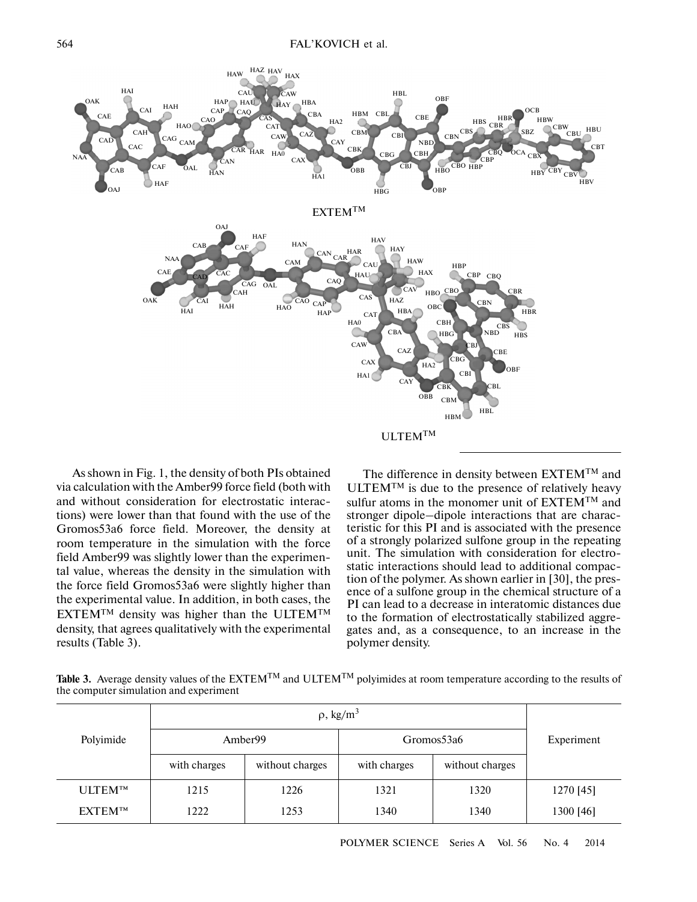As shown in Fig. 1, the density of both PIs obtained via calculation with the Amber99 force field (both with and without consideration for electrostatic interactions) were lower than that found with the use of the Gromos53a6 force field. Moreover, the density at room temperature in the simulation with the force field Amber99 was slightly lower than the experimental value, whereas the density in the simulation with the force field Gromos53a6 were slightly higher than the experimental value. In addition, in both cases, the EXTEM™ density was higher than the ULTEM™ density, that agrees qualitatively with the experimental results (Table 3).

The difference in density between EXTEM™ and ULTEM™ is due to the presence of relatively heavy sulfur atoms in the monomer unit of EXTEM™ and stronger dipole–dipole interactions that are characteristic for this PI and is associated with the presence of a strongly polarized sulfone group in the repeating unit. The simulation with consideration for electrostatic interactions should lead to additional compaction of the polymer. As shown earlier in [30], the presence of a sulfone group in the chemical structure of a PI can lead to a decrease in interatomic distances due to the formation of electrostatically stabilized aggregates and, as a consequence, to an increase in the polymer density.

**Table 3.** Average density values of the EXTEM™ and ULTEM™ polyimides at room temperature according to the results of the computer simulation and experiment

| Polyimide | ρ, kg/m$^3$ | | | | Experiment |
|---|---|---|---|---|---|
| | Amber99 | | Gromos53a6 | | |
| | with charges | without charges | with charges | without charges | |
| ULTEM™ | 1215 | 1226 | 1321 | 1320 | 1270 [45] |
| EXTEM™ | 1222 | 1253 | 1340 | 1340 | 1300 [46] |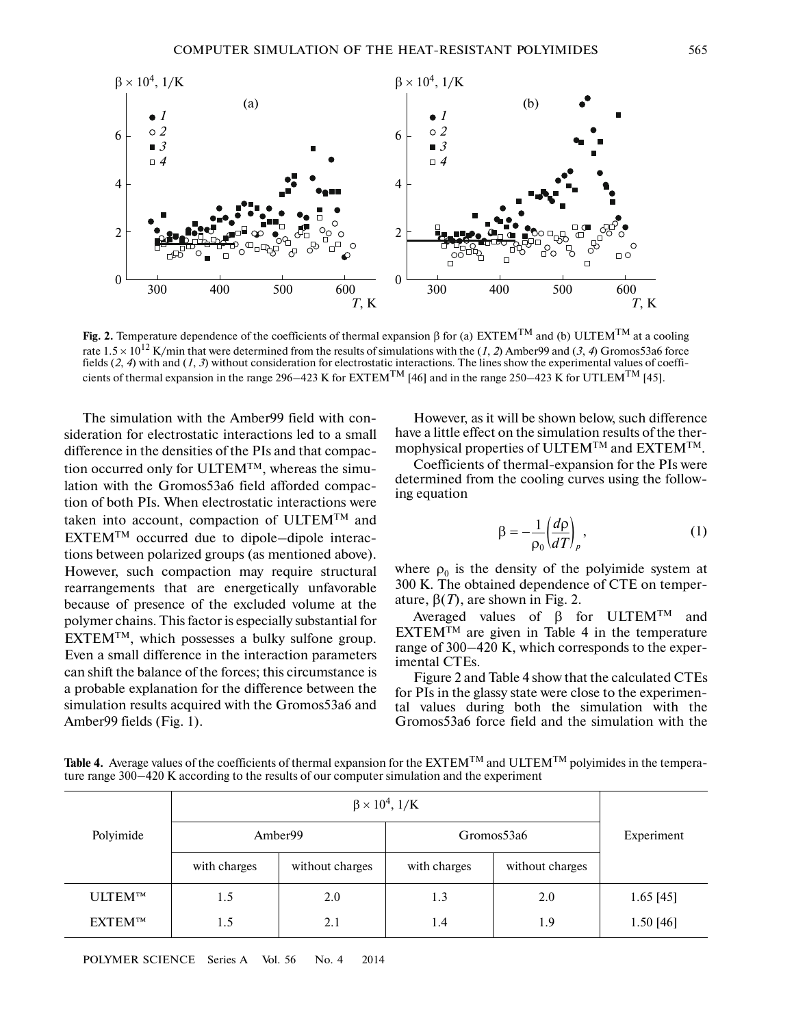**Fig. 2.** Temperature dependence of the coefficients of thermal expansion β for (a) EXTEM™ and (b) ULTEM™ at a cooling rate $1.5 \times 10^{12}$ K/min that were determined from the results of simulations with the (*1*, *2*) Amber99 and (*3*, *4*) Gromos53a6 force fields (*2*, *4*) with and (*1*, *3*) without consideration for electrostatic interactions. The lines show the experimental values of coefficients of thermal expansion in the range 296–423 K for EXTEM™ [46] and in the range 250–423 K for UTLEM™ [45].

The simulation with the Amber99 field with consideration for electrostatic interactions led to a small difference in the densities of the PIs and that compaction occurred only for ULTEM™, whereas the simulation with the Gromos53a6 field afforded compaction of both PIs. When electrostatic interactions were taken into account, compaction of ULTEM™ and EXTEM™ occurred due to dipole–dipole interactions between polarized groups (as mentioned above). However, such compaction may require structural rearrangements that are energetically unfavorable because of presence of the excluded volume at the polymer chains. This factor is especially substantial for EXTEM™, which possesses a bulky sulfone group. Even a small difference in the interaction parameters can shift the balance of the forces; this circumstance is a probable explanation for the difference between the simulation results acquired with the Gromos53a6 and Amber99 fields (Fig. 1).

However, as it will be shown below, such difference have a little effect on the simulation results of the thermophysical properties of ULTEM™ and EXTEM™.

Coefficients of thermal-expansion for the PIs were determined from the cooling curves using the following equation

$$\beta = -\frac{1}{\rho_0}\left(\frac{d\rho}{dT}\right)_p, \tag{1}$$

where $\rho_0$ is the density of the polyimide system at 300 K. The obtained dependence of CTE on temperature, $\beta(T)$, are shown in Fig. 2.

Averaged values of β for ULTEM™ and EXTEM™ are given in Table 4 in the temperature range of 300–420 K, which corresponds to the experimental CTEs.

Figure 2 and Table 4 show that the calculated CTEs for PIs in the glassy state were close to the experimental values during both the simulation with the Gromos53a6 force field and the simulation with the

**Table 4.** Average values of the coefficients of thermal expansion for the EXTEM™ and ULTEM™ polyimides in the temperature range 300–420 K according to the results of our computer simulation and the experiment

| Polyimide | $\beta \times 10^4$, 1/K | | | | Experiment |
|---|---|---|---|---|---|
| | Amber99 | | Gromos53a6 | | |
| | with charges | without charges | with charges | without charges | |
| ULTEM™ | 1.5 | 2.0 | 1.3 | 2.0 | 1.65 [45] |
| EXTEM™ | 1.5 | 2.1 | 1.4 | 1.9 | 1.50 [46] |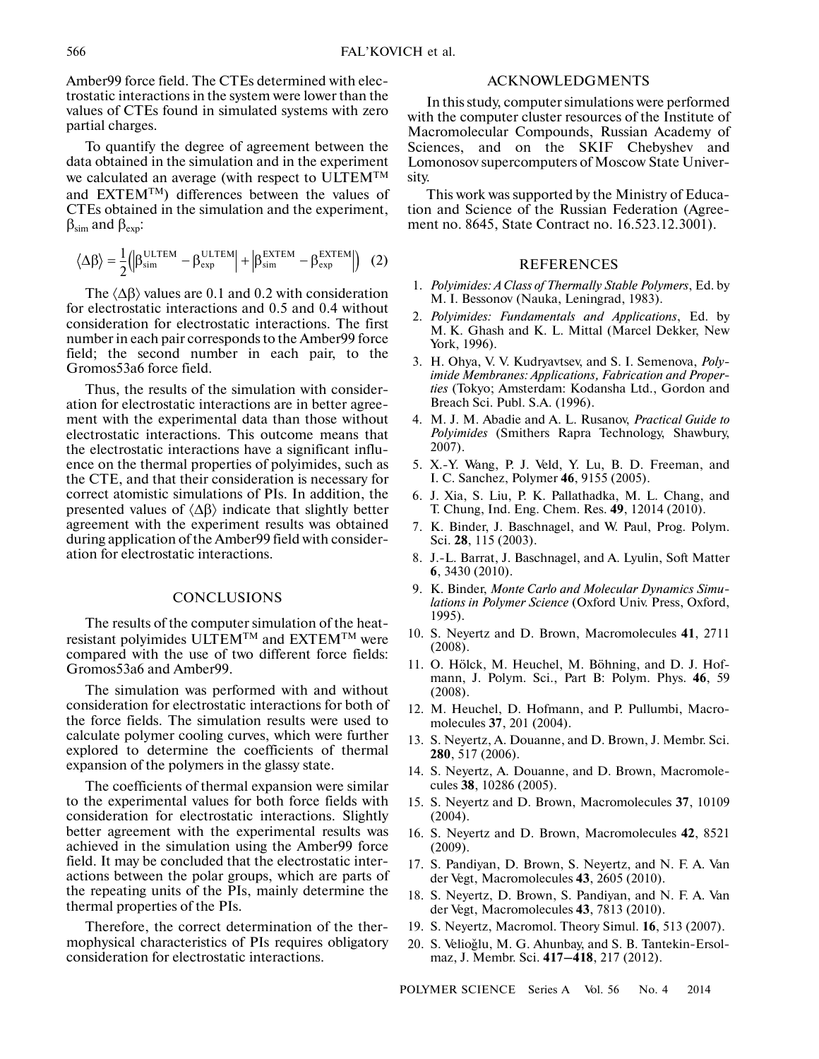Amber99 force field. The CTEs determined with electrostatic interactions in the system were lower than the values of CTEs found in simulated systems with zero partial charges.

To quantify the degree of agreement between the data obtained in the simulation and in the experiment we calculated an average (with respect to ULTEM™ and EXTEM™) differences between the values of CTEs obtained in the simulation and the experiment, $\beta_{sim}$ and $\beta_{exp}$:

$$\langle \Delta\beta \rangle = \frac{1}{2}\left(\left|\beta_{sim}^{ULTEM} - \beta_{exp}^{ULTEM}\right| + \left|\beta_{sim}^{EXTEM} - \beta_{exp}^{EXTEM}\right|\right) \quad (2)$$

The $\langle \Delta\beta \rangle$ values are 0.1 and 0.2 with consideration for electrostatic interactions and 0.5 and 0.4 without consideration for electrostatic interactions. The first number in each pair corresponds to the Amber99 force field; the second number in each pair, to the Gromos53a6 force field.

Thus, the results of the simulation with consideration for electrostatic interactions are in better agreement with the experimental data than those without electrostatic interactions. This outcome means that the electrostatic interactions have a significant influence on the thermal properties of polyimides, such as the CTE, and that their consideration is necessary for correct atomistic simulations of PIs. In addition, the presented values of $\langle \Delta\beta \rangle$ indicate that slightly better agreement with the experiment results was obtained during application of the Amber99 field with consideration for electrostatic interactions.

## CONCLUSIONS

The results of the computer simulation of the heat-resistant polyimides ULTEM™ and EXTEM™ were compared with the use of two different force fields: Gromos53a6 and Amber99.

The simulation was performed with and without consideration for electrostatic interactions for both of the force fields. The simulation results were used to calculate polymer cooling curves, which were further explored to determine the coefficients of thermal expansion of the polymers in the glassy state.

The coefficients of thermal expansion were similar to the experimental values for both force fields with consideration for electrostatic interactions. Slightly better agreement with the experimental results was achieved in the simulation using the Amber99 force field. It may be concluded that the electrostatic interactions between the polar groups, which are parts of the repeating units of the PIs, mainly determine the thermal properties of the PIs.

Therefore, the correct determination of the thermophysical characteristics of PIs requires obligatory consideration for electrostatic interactions.

## ACKNOWLEDGMENTS

In this study, computer simulations were performed with the computer cluster resources of the Institute of Macromolecular Compounds, Russian Academy of Sciences, and on the SKIF Chebyshev and Lomonosov supercomputers of Moscow State University.

This work was supported by the Ministry of Education and Science of the Russian Federation (Agreement no. 8645, State Contract no. 16.523.12.3001).

## REFERENCES

1. *Polyimides: A Class of Thermally Stable Polymers*, Ed. by M. I. Bessonov (Nauka, Leningrad, 1983).
2. *Polyimides: Fundamentals and Applications*, Ed. by M. K. Ghash and K. L. Mittal (Marcel Dekker, New York, 1996).
3. H. Ohya, V. V. Kudryavtsev, and S. I. Semenova, *Polyimide Membranes: Applications, Fabrication and Properties* (Tokyo; Amsterdam: Kodansha Ltd., Gordon and Breach Sci. Publ. S.A. (1996).
4. M. J. M. Abadie and A. L. Rusanov, *Practical Guide to Polyimides* (Smithers Rapra Technology, Shawbury, 2007).
5. X.-Y. Wang, P. J. Veld, Y. Lu, B. D. Freeman, and I. C. Sanchez, Polymer **46**, 9155 (2005).
6. J. Xia, S. Liu, P. K. Pallathadka, M. L. Chang, and T. Chung, Ind. Eng. Chem. Res. **49**, 12014 (2010).
7. K. Binder, J. Baschnagel, and W. Paul, Prog. Polym. Sci. **28**, 115 (2003).
8. J.-L. Barrat, J. Baschnagel, and A. Lyulin, Soft Matter **6**, 3430 (2010).
9. K. Binder, *Monte Carlo and Molecular Dynamics Simulations in Polymer Science* (Oxford Univ. Press, Oxford, 1995).
10. S. Neyertz and D. Brown, Macromolecules **41**, 2711 (2008).
11. O. Hölck, M. Heuchel, M. Böhning, and D. J. Hofmann, J. Polym. Sci., Part B: Polym. Phys. **46**, 59 (2008).
12. M. Heuchel, D. Hofmann, and P. Pullumbi, Macromolecules **37**, 201 (2004).
13. S. Neyertz, A. Douanne, and D. Brown, J. Membr. Sci. **280**, 517 (2006).
14. S. Neyertz, A. Douanne, and D. Brown, Macromolecules **38**, 10286 (2005).
15. S. Neyertz and D. Brown, Macromolecules **37**, 10109 (2004).
16. S. Neyertz and D. Brown, Macromolecules **42**, 8521 (2009).
17. S. Pandiyan, D. Brown, S. Neyertz, and N. F. A. Van der Vegt, Macromolecules **43**, 2605 (2010).
18. S. Neyertz, D. Brown, S. Pandiyan, and N. F. A. Van der Vegt, Macromolecules **43**, 7813 (2010).
19. S. Neyertz, Macromol. Theory Simul. **16**, 513 (2007).
20. S. Velioğlu, M. G. Ahunbay, and S. B. Tantekin-Ersolmaz, J. Membr. Sci. **417–418**, 217 (2012).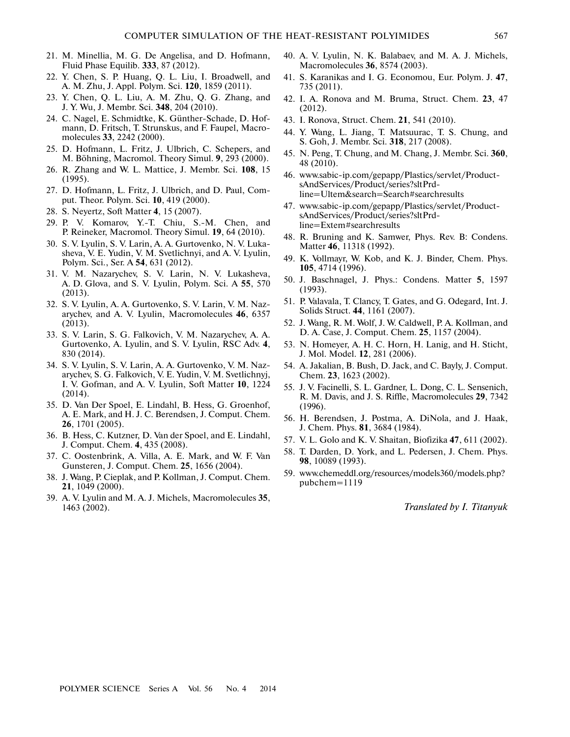21. M. Minellia, M. G. De Angelisa, and D. Hofmann, Fluid Phase Equilib. **333**, 87 (2012).
22. Y. Chen, S. P. Huang, Q. L. Liu, I. Broadwell, and A. M. Zhu, J. Appl. Polym. Sci. **120**, 1859 (2011).
23. Y. Chen, Q. L. Liu, A. M. Zhu, Q. G. Zhang, and J. Y. Wu, J. Membr. Sci. **348**, 204 (2010).
24. C. Nagel, E. Schmidtke, K. Günther-Schade, D. Hofmann, D. Fritsch, T. Strunskus, and F. Faupel, Macromolecules **33**, 2242 (2000).
25. D. Hofmann, L. Fritz, J. Ulbrich, C. Schepers, and M. Böhning, Macromol. Theory Simul. **9**, 293 (2000).
26. R. Zhang and W. L. Mattice, J. Membr. Sci. **108**, 15 (1995).
27. D. Hofmann, L. Fritz, J. Ulbrich, and D. Paul, Comput. Theor. Polym. Sci. **10**, 419 (2000).
28. S. Neyertz, Soft Matter **4**, 15 (2007).
29. P. V. Komarov, Y.-T. Chiu, S.-M. Chen, and P. Reineker, Macromol. Theory Simul. **19**, 64 (2010).
30. S. V. Lyulin, S. V. Larin, A. A. Gurtovenko, N. V. Lukasheva, V. E. Yudin, V. M. Svetlichnyi, and A. V. Lyulin, Polym. Sci., Ser. A **54**, 631 (2012).
31. V. M. Nazarychev, S. V. Larin, N. V. Lukasheva, A. D. Glova, and S. V. Lyulin, Polym. Sci. A **55**, 570 (2013).
32. S. V. Lyulin, A. A. Gurtovenko, S. V. Larin, V. M. Nazarychev, and A. V. Lyulin, Macromolecules **46**, 6357 (2013).
33. S. V. Larin, S. G. Falkovich, V. M. Nazarychev, A. A. Gurtovenko, A. Lyulin, and S. V. Lyulin, RSC Adv. **4**, 830 (2014).
34. S. V. Lyulin, S. V. Larin, A. A. Gurtovenko, V. M. Nazarychev, S. G. Falkovich, V. E. Yudin, V. M. Svetlichnyj, I. V. Gofman, and A. V. Lyulin, Soft Matter **10**, 1224 (2014).
35. D. Van Der Spoel, E. Lindahl, B. Hess, G. Groenhof, A. E. Mark, and H. J. C. Berendsen, J. Comput. Chem. **26**, 1701 (2005).
36. B. Hess, C. Kutzner, D. Van der Spoel, and E. Lindahl, J. Comput. Chem. **4**, 435 (2008).
37. C. Oostenbrink, A. Villa, A. E. Mark, and W. F. Van Gunsteren, J. Comput. Chem. **25**, 1656 (2004).
38. J. Wang, P. Cieplak, and P. Kollman, J. Comput. Chem. **21**, 1049 (2000).
39. A. V. Lyulin and M. A. J. Michels, Macromolecules **35**, 1463 (2002).
40. A. V. Lyulin, N. K. Balabaev, and M. A. J. Michels, Macromolecules **36**, 8574 (2003).
41. S. Karanikas and I. G. Economou, Eur. Polym. J. **47**, 735 (2011).
42. I. A. Ronova and M. Bruma, Struct. Chem. **23**, 47 (2012).
43. I. Ronova, Struct. Chem. **21**, 541 (2010).
44. Y. Wang, L. Jiang, T. Matsuurac, T. S. Chung, and S. Goh, J. Membr. Sci. **318**, 217 (2008).
45. N. Peng, T. Chung, and M. Chang, J. Membr. Sci. **360**, 48 (2010).
46. www.sabic-ip.com/gepapp/Plastics/servlet/ProductsAndServices/Product/series?sltPrdline=Ultem&search=Search#searchresults
47. www.sabic-ip.com/gepapp/Plastics/servlet/ProductsAndServices/Product/series?sltPrdline=Extem#searchresults
48. R. Bruning and K. Samwer, Phys. Rev. B: Condens. Matter **46**, 11318 (1992).
49. K. Vollmayr, W. Kob, and K. J. Binder, Chem. Phys. **105**, 4714 (1996).
50. J. Baschnagel, J. Phys.: Condens. Matter **5**, 1597 (1993).
51. P. Valavala, T. Clancy, T. Gates, and G. Odegard, Int. J. Solids Struct. **44**, 1161 (2007).
52. J. Wang, R. M. Wolf, J. W. Caldwell, P. A. Kollman, and D. A. Case, J. Comput. Chem. **25**, 1157 (2004).
53. N. Homeyer, A. H. C. Horn, H. Lanig, and H. Sticht, J. Mol. Model. **12**, 281 (2006).
54. A. Jakalian, B. Bush, D. Jack, and C. Bayly, J. Comput. Chem. **23**, 1623 (2002).
55. J. V. Facinelli, S. L. Gardner, L. Dong, C. L. Sensenich, R. M. Davis, and J. S. Riffle, Macromolecules **29**, 7342 (1996).
56. H. Berendsen, J. Postma, A. DiNola, and J. Haak, J. Chem. Phys. **81**, 3684 (1984).
57. V. L. Golo and K. V. Shaitan, Biofizika **47**, 611 (2002).
58. T. Darden, D. York, and L. Pedersen, J. Chem. Phys. **98**, 10089 (1993).
59. www.chemeddl.org/resources/models360/models.php?pubchem=1119

*Translated by I. Titanyuk*